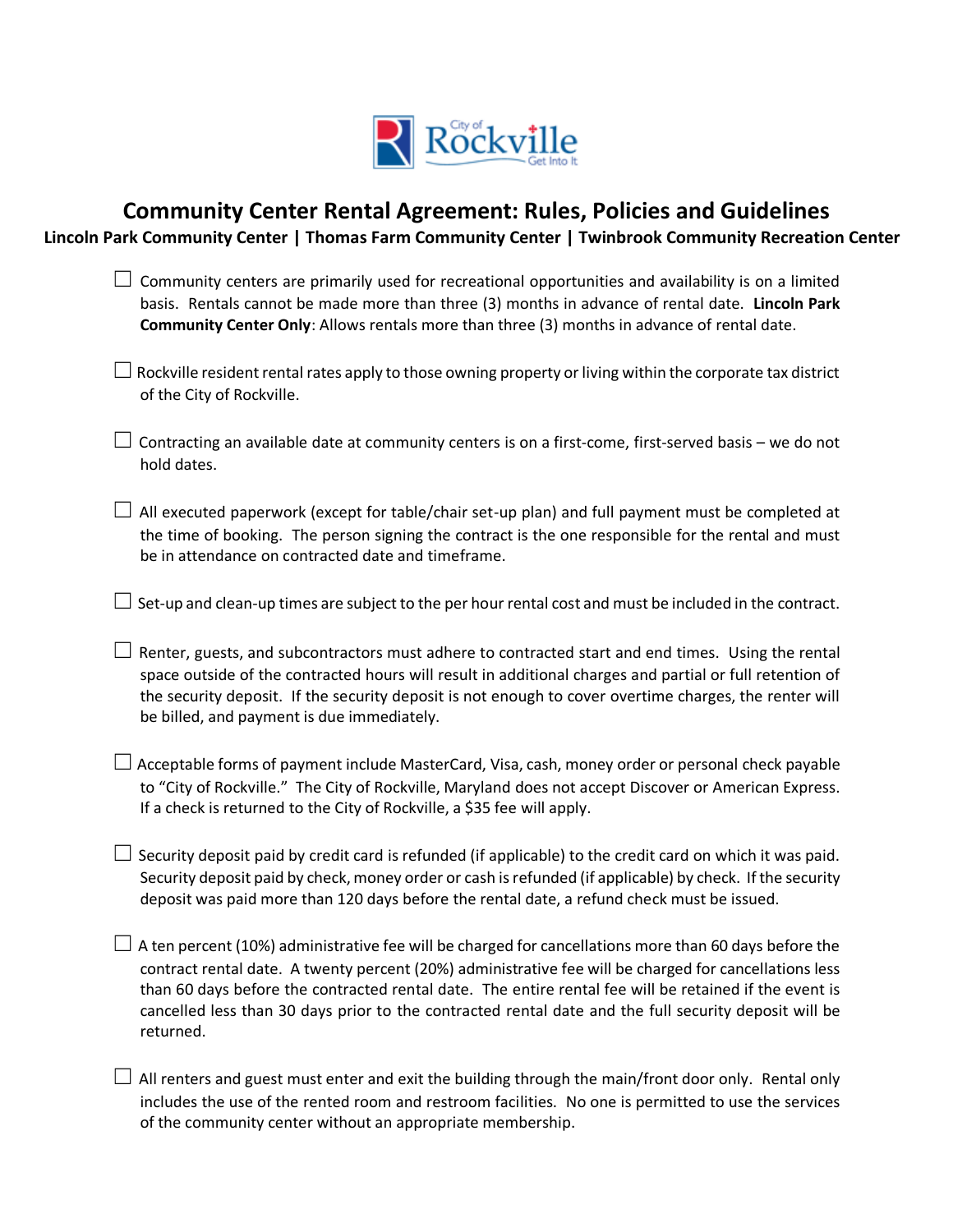# Community Center Rental Agreement: Rules, Policies and Guidelines

**Lincoln Park Community Center | Thomas Farm Community Center | Twinbrook Community Recreation Center**

- ☐ Community centers are primarily used for recreational opportunities and availability is on a limited basis. Rentals cannot be made more than three (3) months in advance of rental date. **Lincoln Park Community Center Only**: Allows rentals more than three (3) months in advance of rental date.

- ☐ Rockville resident rental rates apply to those owning property or living within the corporate tax district of the City of Rockville.

- ☐ Contracting an available date at community centers is on a first-come, first-served basis – we do not hold dates.

- ☐ All executed paperwork (except for table/chair set-up plan) and full payment must be completed at the time of booking. The person signing the contract is the one responsible for the rental and must be in attendance on contracted date and timeframe.

- ☐ Set-up and clean-up times are subject to the per hour rental cost and must be included in the contract.

- ☐ Renter, guests, and subcontractors must adhere to contracted start and end times. Using the rental space outside of the contracted hours will result in additional charges and partial or full retention of the security deposit. If the security deposit is not enough to cover overtime charges, the renter will be billed, and payment is due immediately.

- ☐ Acceptable forms of payment include MasterCard, Visa, cash, money order or personal check payable to "City of Rockville." The City of Rockville, Maryland does not accept Discover or American Express. If a check is returned to the City of Rockville, a $35 fee will apply.

- ☐ Security deposit paid by credit card is refunded (if applicable) to the credit card on which it was paid. Security deposit paid by check, money order or cash is refunded (if applicable) by check. If the security deposit was paid more than 120 days before the rental date, a refund check must be issued.

- ☐ A ten percent (10%) administrative fee will be charged for cancellations more than 60 days before the contract rental date. A twenty percent (20%) administrative fee will be charged for cancellations less than 60 days before the contracted rental date. The entire rental fee will be retained if the event is cancelled less than 30 days prior to the contracted rental date and the full security deposit will be returned.

- ☐ All renters and guest must enter and exit the building through the main/front door only. Rental only includes the use of the rented room and restroom facilities. No one is permitted to use the services of the community center without an appropriate membership.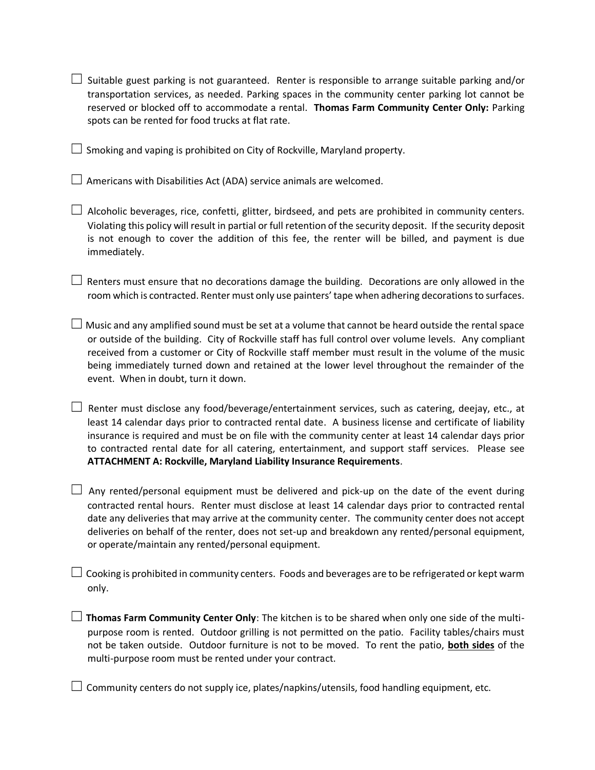☐ Suitable guest parking is not guaranteed. Renter is responsible to arrange suitable parking and/or transportation services, as needed. Parking spaces in the community center parking lot cannot be reserved or blocked off to accommodate a rental. **Thomas Farm Community Center Only:** Parking spots can be rented for food trucks at flat rate.

☐ Smoking and vaping is prohibited on City of Rockville, Maryland property.

☐ Americans with Disabilities Act (ADA) service animals are welcomed.

☐ Alcoholic beverages, rice, confetti, glitter, birdseed, and pets are prohibited in community centers. Violating this policy will result in partial or full retention of the security deposit. If the security deposit is not enough to cover the addition of this fee, the renter will be billed, and payment is due immediately.

☐ Renters must ensure that no decorations damage the building. Decorations are only allowed in the room which is contracted. Renter must only use painters' tape when adhering decorations to surfaces.

☐ Music and any amplified sound must be set at a volume that cannot be heard outside the rental space or outside of the building. City of Rockville staff has full control over volume levels. Any compliant received from a customer or City of Rockville staff member must result in the volume of the music being immediately turned down and retained at the lower level throughout the remainder of the event. When in doubt, turn it down.

☐ Renter must disclose any food/beverage/entertainment services, such as catering, deejay, etc., at least 14 calendar days prior to contracted rental date. A business license and certificate of liability insurance is required and must be on file with the community center at least 14 calendar days prior to contracted rental date for all catering, entertainment, and support staff services. Please see **ATTACHMENT A: Rockville, Maryland Liability Insurance Requirements**.

☐ Any rented/personal equipment must be delivered and pick-up on the date of the event during contracted rental hours. Renter must disclose at least 14 calendar days prior to contracted rental date any deliveries that may arrive at the community center. The community center does not accept deliveries on behalf of the renter, does not set-up and breakdown any rented/personal equipment, or operate/maintain any rented/personal equipment.

☐ Cooking is prohibited in community centers. Foods and beverages are to be refrigerated or kept warm only.

☐ **Thomas Farm Community Center Only**: The kitchen is to be shared when only one side of the multi-purpose room is rented. Outdoor grilling is not permitted on the patio. Facility tables/chairs must not be taken outside. Outdoor furniture is not to be moved. To rent the patio, **both sides** of the multi-purpose room must be rented under your contract.

☐ Community centers do not supply ice, plates/napkins/utensils, food handling equipment, etc.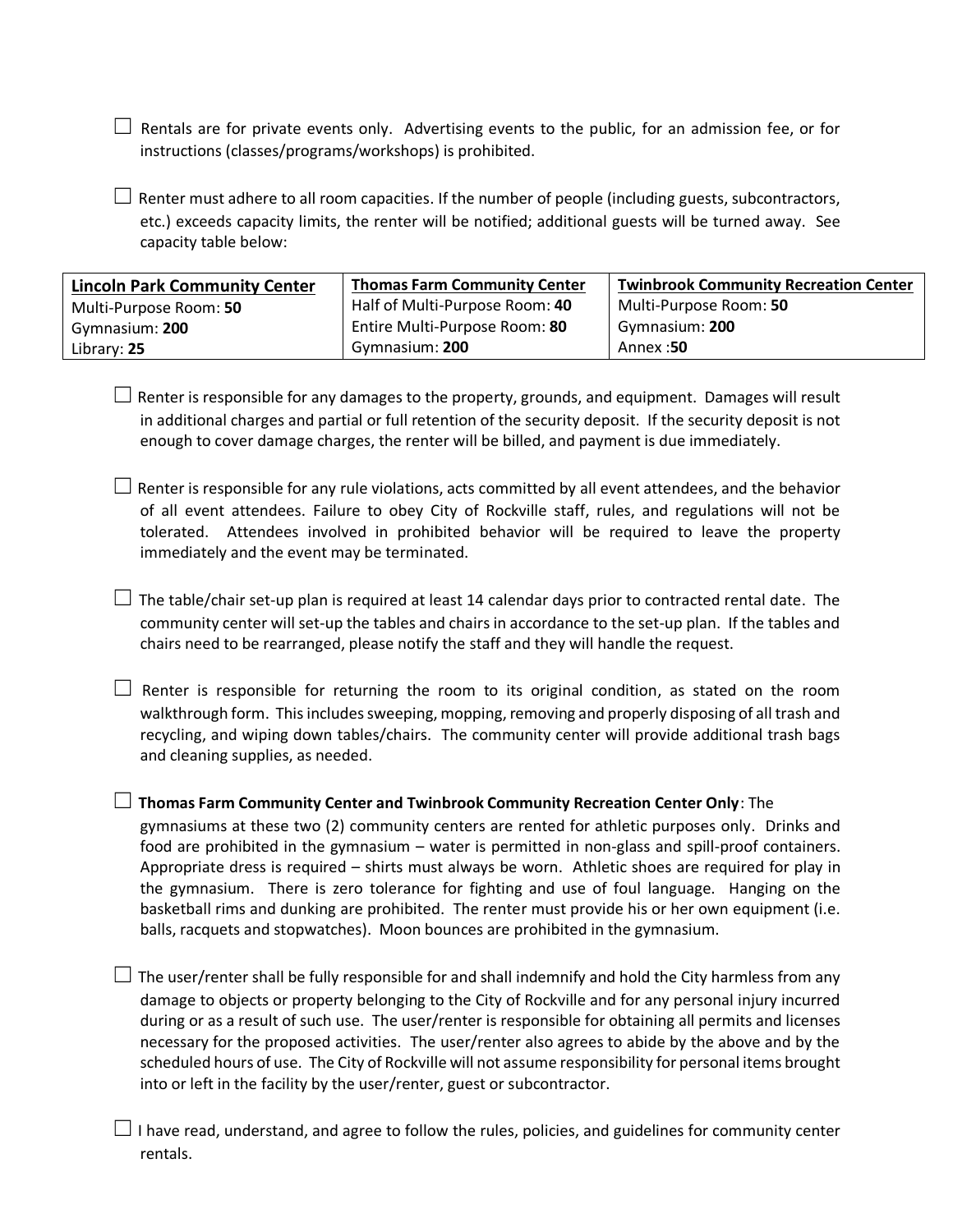☐ Rentals are for private events only. Advertising events to the public, for an admission fee, or for instructions (classes/programs/workshops) is prohibited.

☐ Renter must adhere to all room capacities. If the number of people (including guests, subcontractors, etc.) exceeds capacity limits, the renter will be notified; additional guests will be turned away. See capacity table below:

| **Lincoln Park Community Center** | **Thomas Farm Community Center** | **Twinbrook Community Recreation Center** |
|---|---|---|
| Multi-Purpose Room: **50** | Half of Multi-Purpose Room: **40** | Multi-Purpose Room: **50** |
| Gymnasium: **200** | Entire Multi-Purpose Room: **80** | Gymnasium: **200** |
| Library: **25** | Gymnasium: **200** | Annex :**50** |

☐ Renter is responsible for any damages to the property, grounds, and equipment. Damages will result in additional charges and partial or full retention of the security deposit. If the security deposit is not enough to cover damage charges, the renter will be billed, and payment is due immediately.

☐ Renter is responsible for any rule violations, acts committed by all event attendees, and the behavior of all event attendees. Failure to obey City of Rockville staff, rules, and regulations will not be tolerated. Attendees involved in prohibited behavior will be required to leave the property immediately and the event may be terminated.

☐ The table/chair set-up plan is required at least 14 calendar days prior to contracted rental date. The community center will set-up the tables and chairs in accordance to the set-up plan. If the tables and chairs need to be rearranged, please notify the staff and they will handle the request.

☐ Renter is responsible for returning the room to its original condition, as stated on the room walkthrough form. This includes sweeping, mopping, removing and properly disposing of all trash and recycling, and wiping down tables/chairs. The community center will provide additional trash bags and cleaning supplies, as needed.

☐ **Thomas Farm Community Center and Twinbrook Community Recreation Center Only**: The gymnasiums at these two (2) community centers are rented for athletic purposes only. Drinks and food are prohibited in the gymnasium – water is permitted in non-glass and spill-proof containers. Appropriate dress is required – shirts must always be worn. Athletic shoes are required for play in the gymnasium. There is zero tolerance for fighting and use of foul language. Hanging on the basketball rims and dunking are prohibited. The renter must provide his or her own equipment (i.e. balls, racquets and stopwatches). Moon bounces are prohibited in the gymnasium.

☐ The user/renter shall be fully responsible for and shall indemnify and hold the City harmless from any damage to objects or property belonging to the City of Rockville and for any personal injury incurred during or as a result of such use. The user/renter is responsible for obtaining all permits and licenses necessary for the proposed activities. The user/renter also agrees to abide by the above and by the scheduled hours of use. The City of Rockville will not assume responsibility for personal items brought into or left in the facility by the user/renter, guest or subcontractor.

☐ I have read, understand, and agree to follow the rules, policies, and guidelines for community center rentals.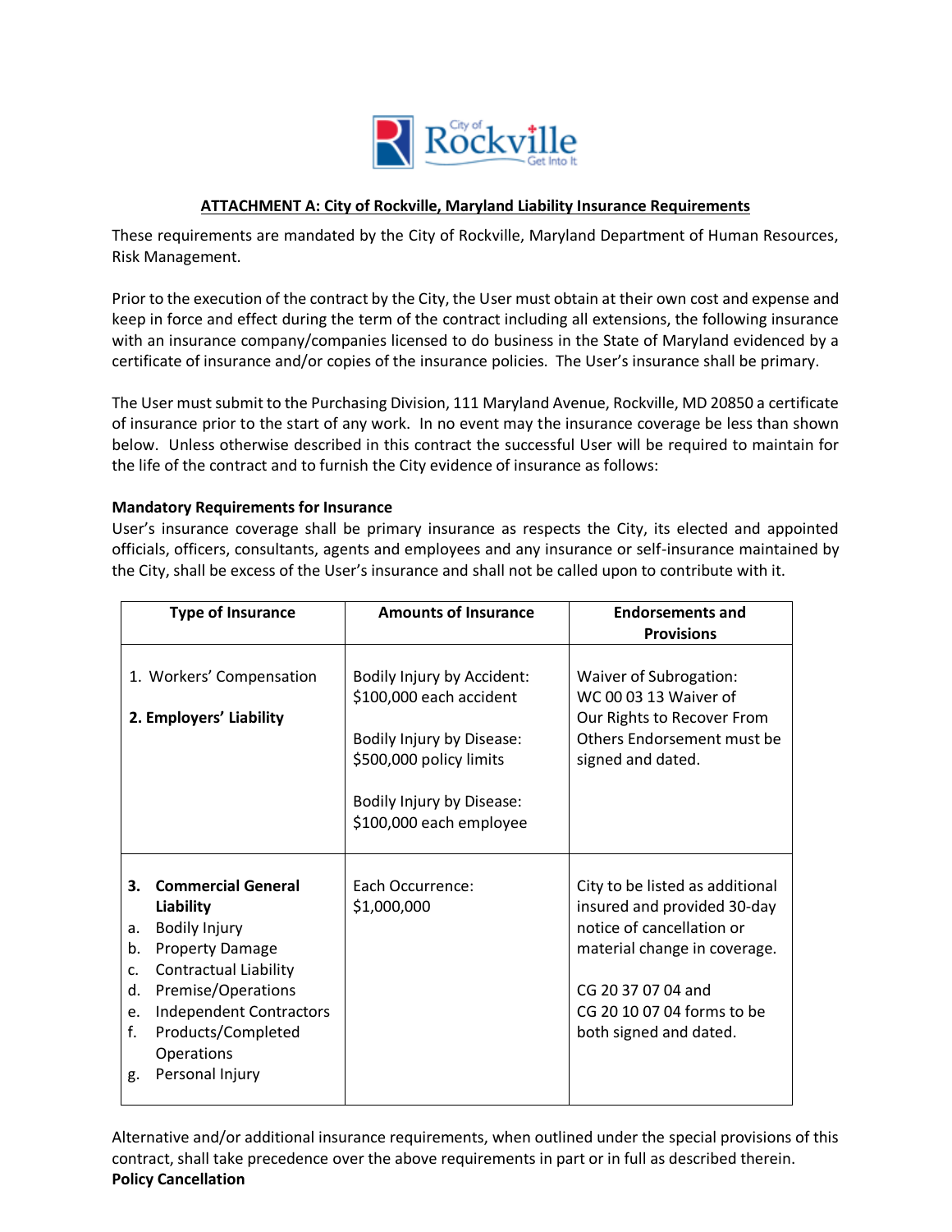## ATTACHMENT A: City of Rockville, Maryland Liability Insurance Requirements

These requirements are mandated by the City of Rockville, Maryland Department of Human Resources, Risk Management.

Prior to the execution of the contract by the City, the User must obtain at their own cost and expense and keep in force and effect during the term of the contract including all extensions, the following insurance with an insurance company/companies licensed to do business in the State of Maryland evidenced by a certificate of insurance and/or copies of the insurance policies. The User's insurance shall be primary.

The User must submit to the Purchasing Division, 111 Maryland Avenue, Rockville, MD 20850 a certificate of insurance prior to the start of any work. In no event may the insurance coverage be less than shown below. Unless otherwise described in this contract the successful User will be required to maintain for the life of the contract and to furnish the City evidence of insurance as follows:

**Mandatory Requirements for Insurance**

User's insurance coverage shall be primary insurance as respects the City, its elected and appointed officials, officers, consultants, agents and employees and any insurance or self-insurance maintained by the City, shall be excess of the User's insurance and shall not be called upon to contribute with it.

| Type of Insurance | Amounts of Insurance | Endorsements and Provisions |
|---|---|---|
| 1. Workers' Compensation<br><br>**2. Employers' Liability** | Bodily Injury by Accident: $100,000 each accident<br><br>Bodily Injury by Disease: $500,000 policy limits<br><br>Bodily Injury by Disease: $100,000 each employee | Waiver of Subrogation: WC 00 03 13 Waiver of Our Rights to Recover From Others Endorsement must be signed and dated. |
| **3. Commercial General Liability**<br>a. Bodily Injury<br>b. Property Damage<br>c. Contractual Liability<br>d. Premise/Operations<br>e. Independent Contractors<br>f. Products/Completed Operations<br>g. Personal Injury | Each Occurrence: $1,000,000 | City to be listed as additional insured and provided 30-day notice of cancellation or material change in coverage.<br><br>CG 20 37 07 04 and CG 20 10 07 04 forms to be both signed and dated. |

Alternative and/or additional insurance requirements, when outlined under the special provisions of this contract, shall take precedence over the above requirements in part or in full as described therein.

**Policy Cancellation**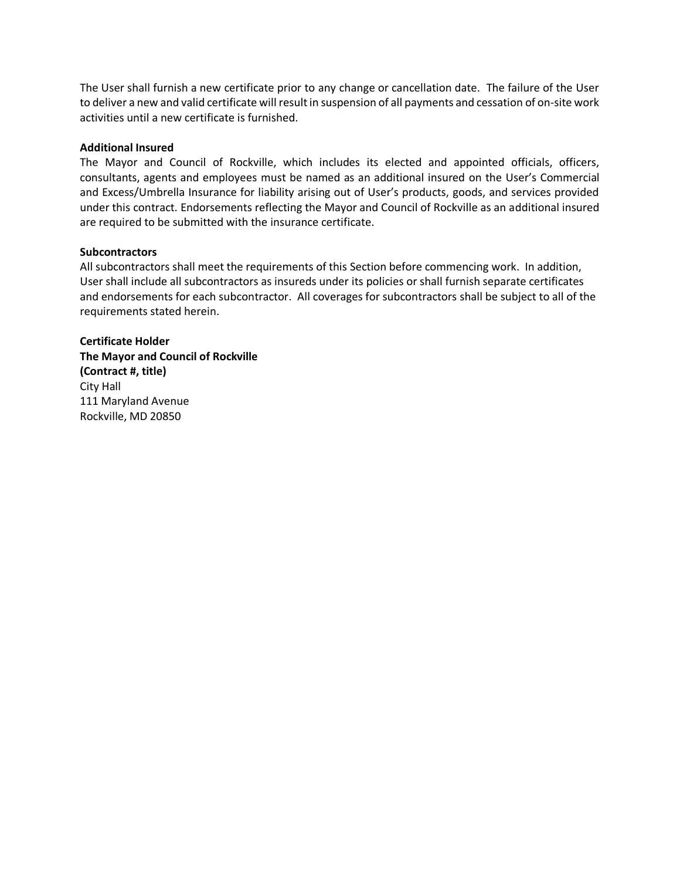The User shall furnish a new certificate prior to any change or cancellation date. The failure of the User to deliver a new and valid certificate will result in suspension of all payments and cessation of on-site work activities until a new certificate is furnished.

**Additional Insured**

The Mayor and Council of Rockville, which includes its elected and appointed officials, officers, consultants, agents and employees must be named as an additional insured on the User's Commercial and Excess/Umbrella Insurance for liability arising out of User's products, goods, and services provided under this contract. Endorsements reflecting the Mayor and Council of Rockville as an additional insured are required to be submitted with the insurance certificate.

**Subcontractors**

All subcontractors shall meet the requirements of this Section before commencing work. In addition, User shall include all subcontractors as insureds under its policies or shall furnish separate certificates and endorsements for each subcontractor. All coverages for subcontractors shall be subject to all of the requirements stated herein.

**Certificate Holder**
**The Mayor and Council of Rockville**
**(Contract #, title)**
City Hall
111 Maryland Avenue
Rockville, MD 20850